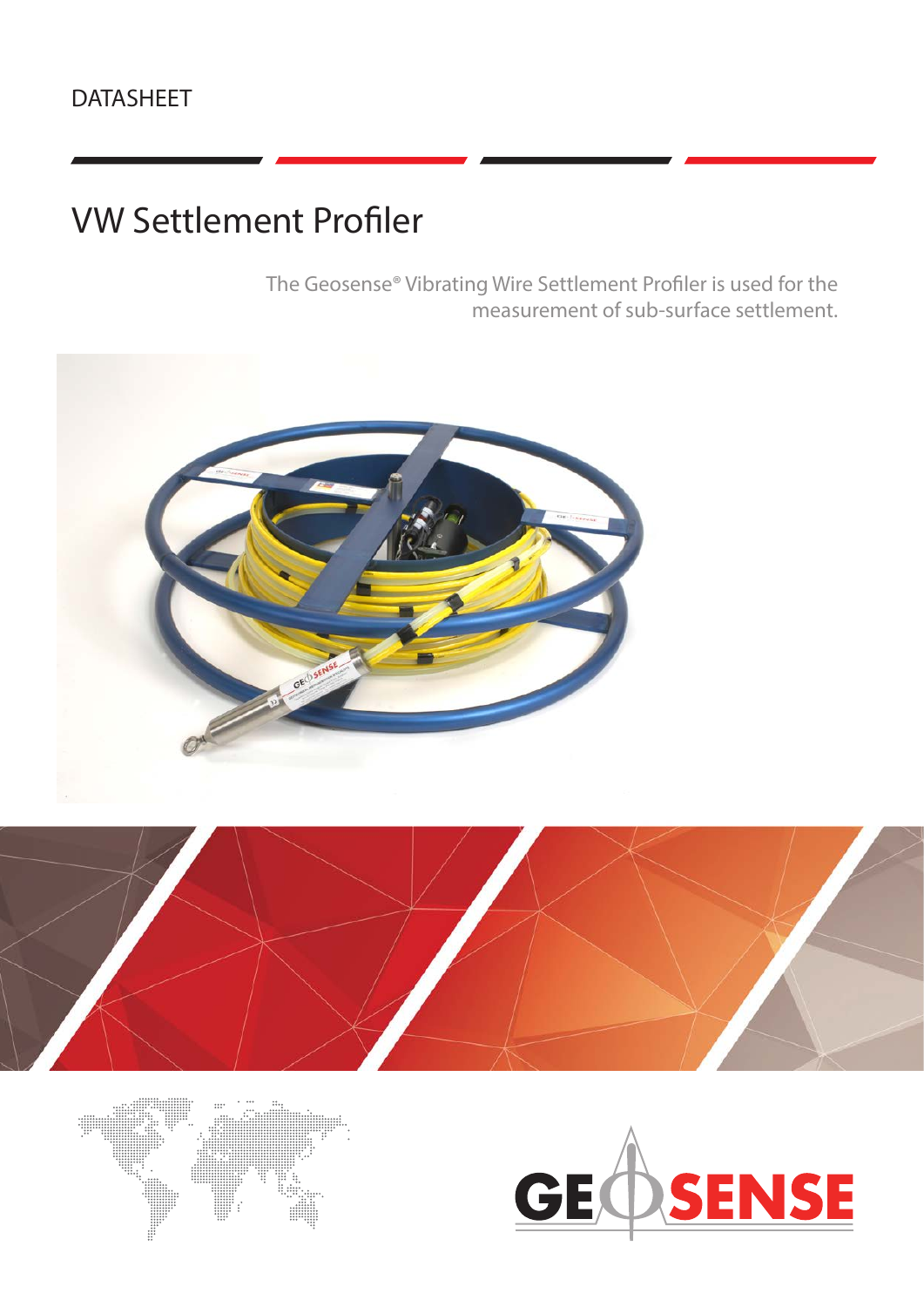DATASHEET

# VW Settlement Profiler

The Geosense® Vibrating Wire Settlement Profiler is used for the measurement of sub-surface settlement.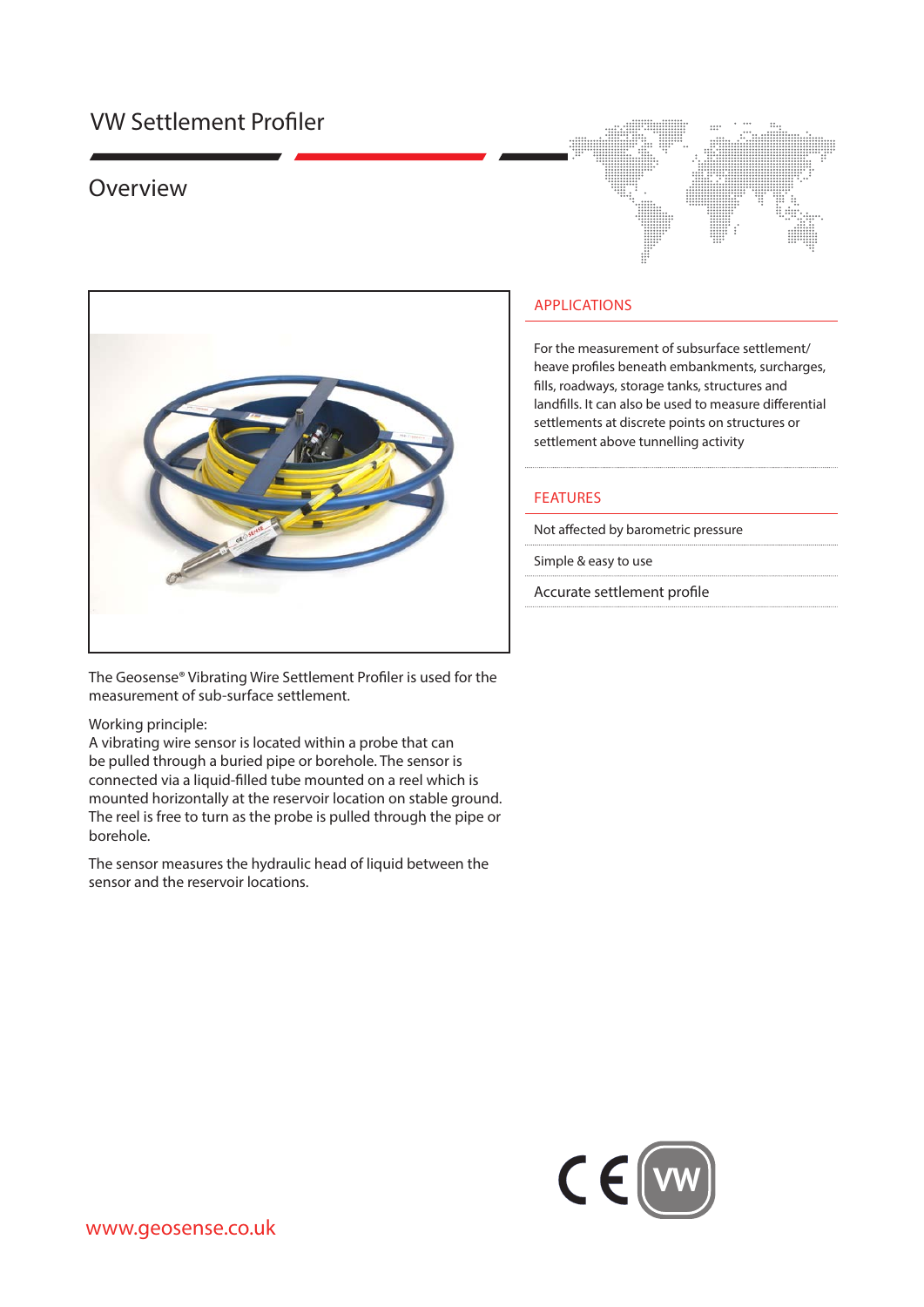# VW Settlement Profiler

## Overview

### APPLICATIONS

For the measurement of subsurface settlement/heave profiles beneath embankments, surcharges, fills, roadways, storage tanks, structures and landfills. It can also be used to measure differential settlements at discrete points on structures or settlement above tunnelling activity

### FEATURES

- Not affected by barometric pressure
- Simple & easy to use
- Accurate settlement profile

The Geosense® Vibrating Wire Settlement Profiler is used for the measurement of sub-surface settlement.

Working principle:
A vibrating wire sensor is located within a probe that can be pulled through a buried pipe or borehole. The sensor is connected via a liquid-filled tube mounted on a reel which is mounted horizontally at the reservoir location on stable ground. The reel is free to turn as the probe is pulled through the pipe or borehole.

The sensor measures the hydraulic head of liquid between the sensor and the reservoir locations.

www.geosense.co.uk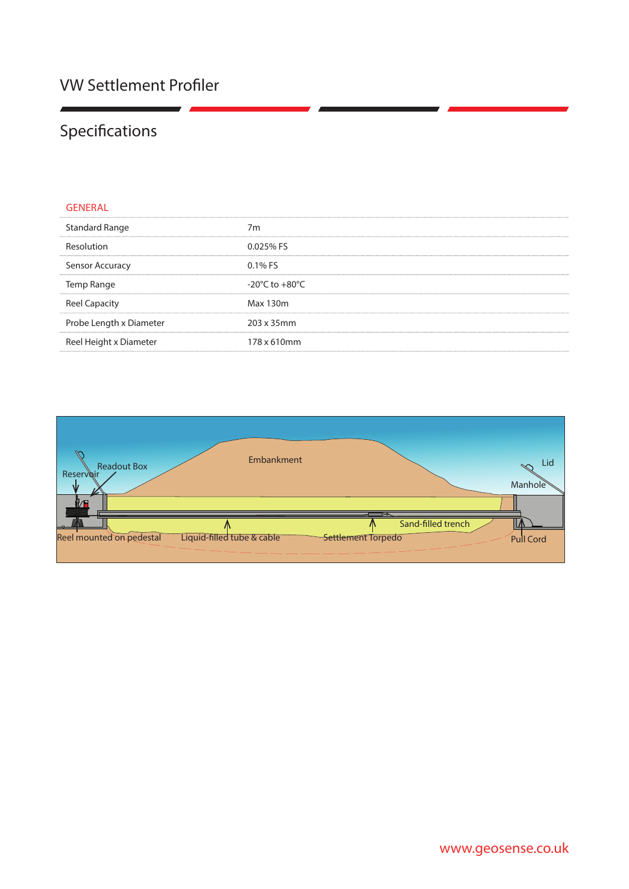# VW Settlement Profiler

## Specifications

| GENERAL | |
|---|---|
| Standard Range | 7m |
| Resolution | 0.025% FS |
| Sensor Accuracy | 0.1% FS |
| Temp Range | -20°C to +80°C |
| Reel Capacity | Max 130m |
| Probe Length x Diameter | 203 x 35mm |
| Reel Height x Diameter | 178 x 610mm |

Embankment

Readout Box

Reservoir

Lid

Manhole

Sand-filled trench

Reel mounted on pedestal

Liquid-filled tube & cable

Settlement Torpedo

Pull Cord

www.geosense.co.uk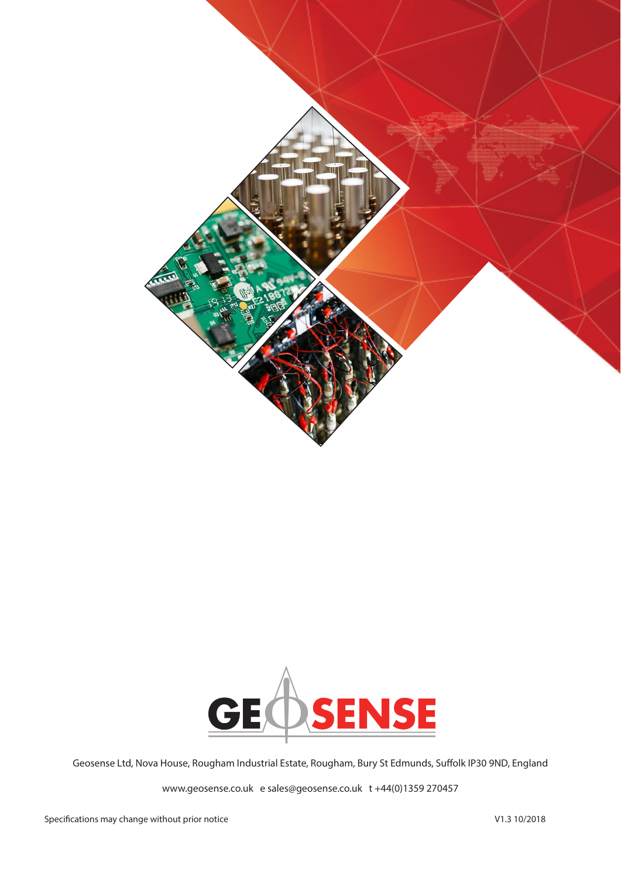Geosense Ltd, Nova House, Rougham Industrial Estate, Rougham, Bury St Edmunds, Suffolk IP30 9ND, England

www.geosense.co.uk e sales@geosense.co.uk t +44(0)1359 270457

Specifications may change without prior notice

V1.3 10/2018